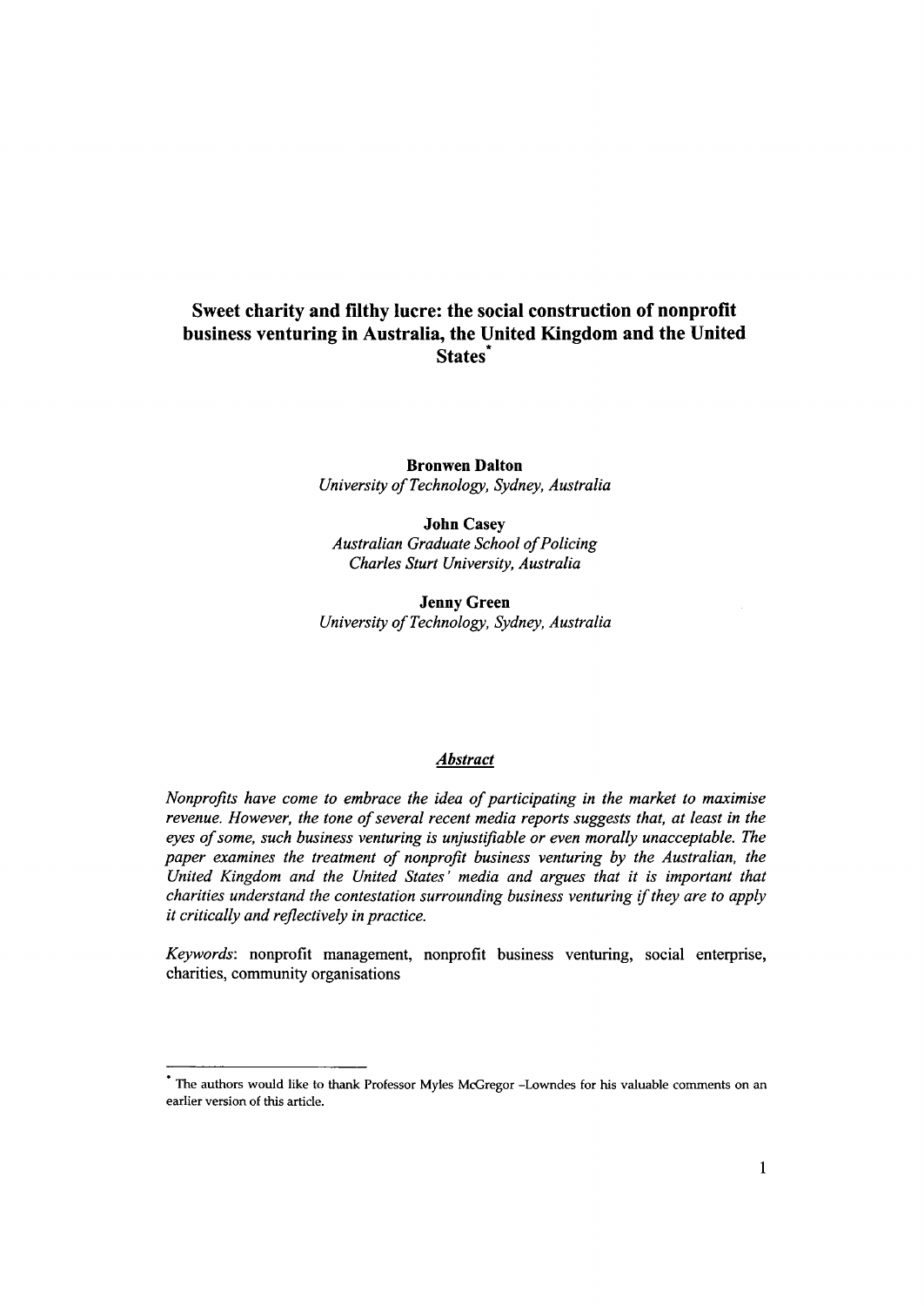# Sweet charity and filthy lucre: the social construction of nonprofit business venturing in Australia, the United Kingdom and the United States[*]

**Bronwen Dalton**
*University of Technology, Sydney, Australia*

**John Casey**
*Australian Graduate School of Policing*
*Charles Sturt University, Australia*

**Jenny Green**
*University of Technology, Sydney, Australia*

## *Abstract*

*Nonprofits have come to embrace the idea of participating in the market to maximise revenue. However, the tone of several recent media reports suggests that, at least in the eyes of some, such business venturing is unjustifiable or even morally unacceptable. The paper examines the treatment of nonprofit business venturing by the Australian, the United Kingdom and the United States' media and argues that it is important that charities understand the contestation surrounding business venturing if they are to apply it critically and reflectively in practice.*

*Keywords*: nonprofit management, nonprofit business venturing, social enterprise, charities, community organisations

---

[*] The authors would like to thank Professor Myles McGregor -Lowndes for his valuable comments on an earlier version of this article.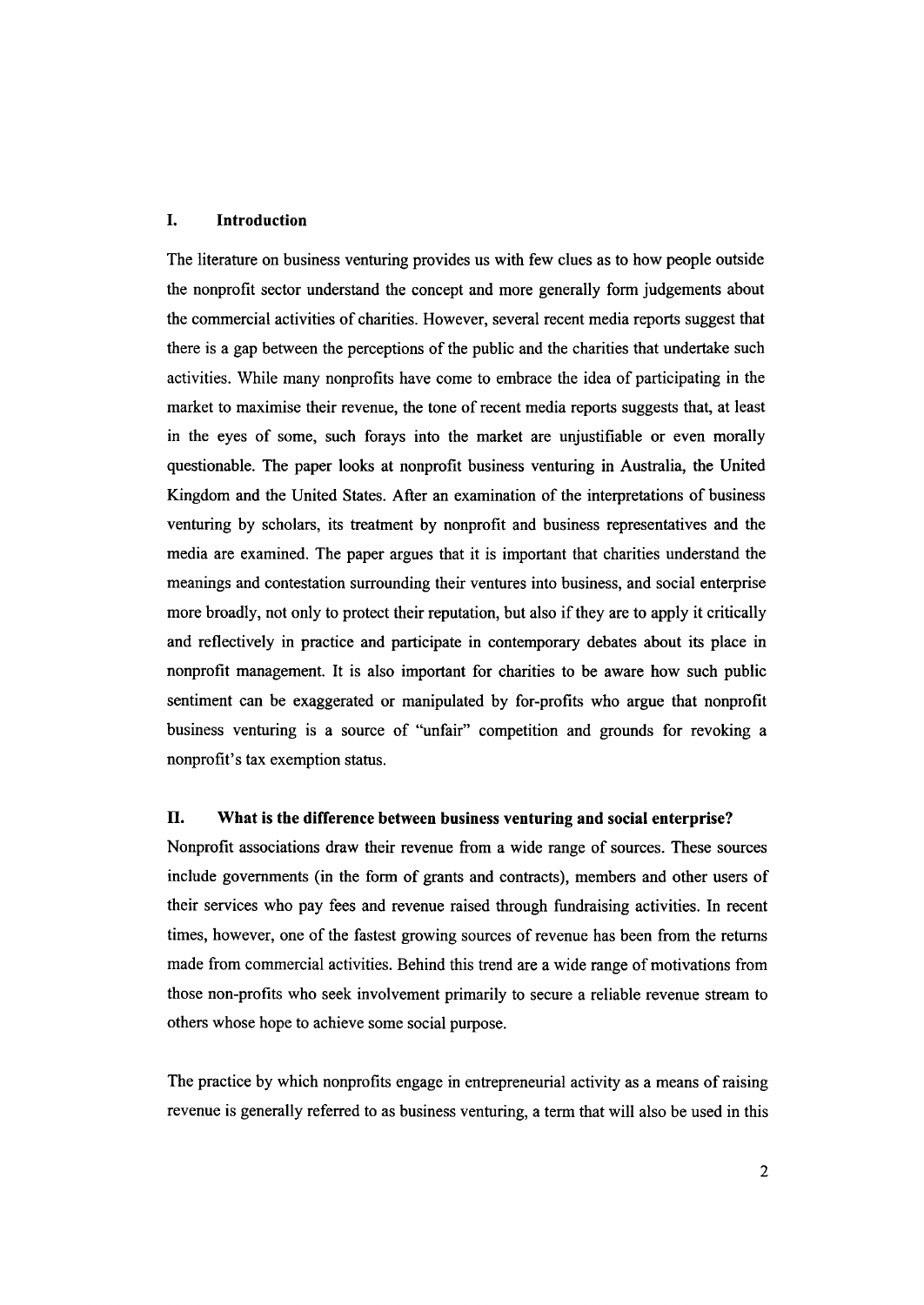## I. Introduction

The literature on business venturing provides us with few clues as to how people outside the nonprofit sector understand the concept and more generally form judgements about the commercial activities of charities. However, several recent media reports suggest that there is a gap between the perceptions of the public and the charities that undertake such activities. While many nonprofits have come to embrace the idea of participating in the market to maximise their revenue, the tone of recent media reports suggests that, at least in the eyes of some, such forays into the market are unjustifiable or even morally questionable. The paper looks at nonprofit business venturing in Australia, the United Kingdom and the United States. After an examination of the interpretations of business venturing by scholars, its treatment by nonprofit and business representatives and the media are examined. The paper argues that it is important that charities understand the meanings and contestation surrounding their ventures into business, and social enterprise more broadly, not only to protect their reputation, but also if they are to apply it critically and reflectively in practice and participate in contemporary debates about its place in nonprofit management. It is also important for charities to be aware how such public sentiment can be exaggerated or manipulated by for-profits who argue that nonprofit business venturing is a source of "unfair" competition and grounds for revoking a nonprofit's tax exemption status.

## II. What is the difference between business venturing and social enterprise?

Nonprofit associations draw their revenue from a wide range of sources. These sources include governments (in the form of grants and contracts), members and other users of their services who pay fees and revenue raised through fundraising activities. In recent times, however, one of the fastest growing sources of revenue has been from the returns made from commercial activities. Behind this trend are a wide range of motivations from those non-profits who seek involvement primarily to secure a reliable revenue stream to others whose hope to achieve some social purpose.

The practice by which nonprofits engage in entrepreneurial activity as a means of raising revenue is generally referred to as business venturing, a term that will also be used in this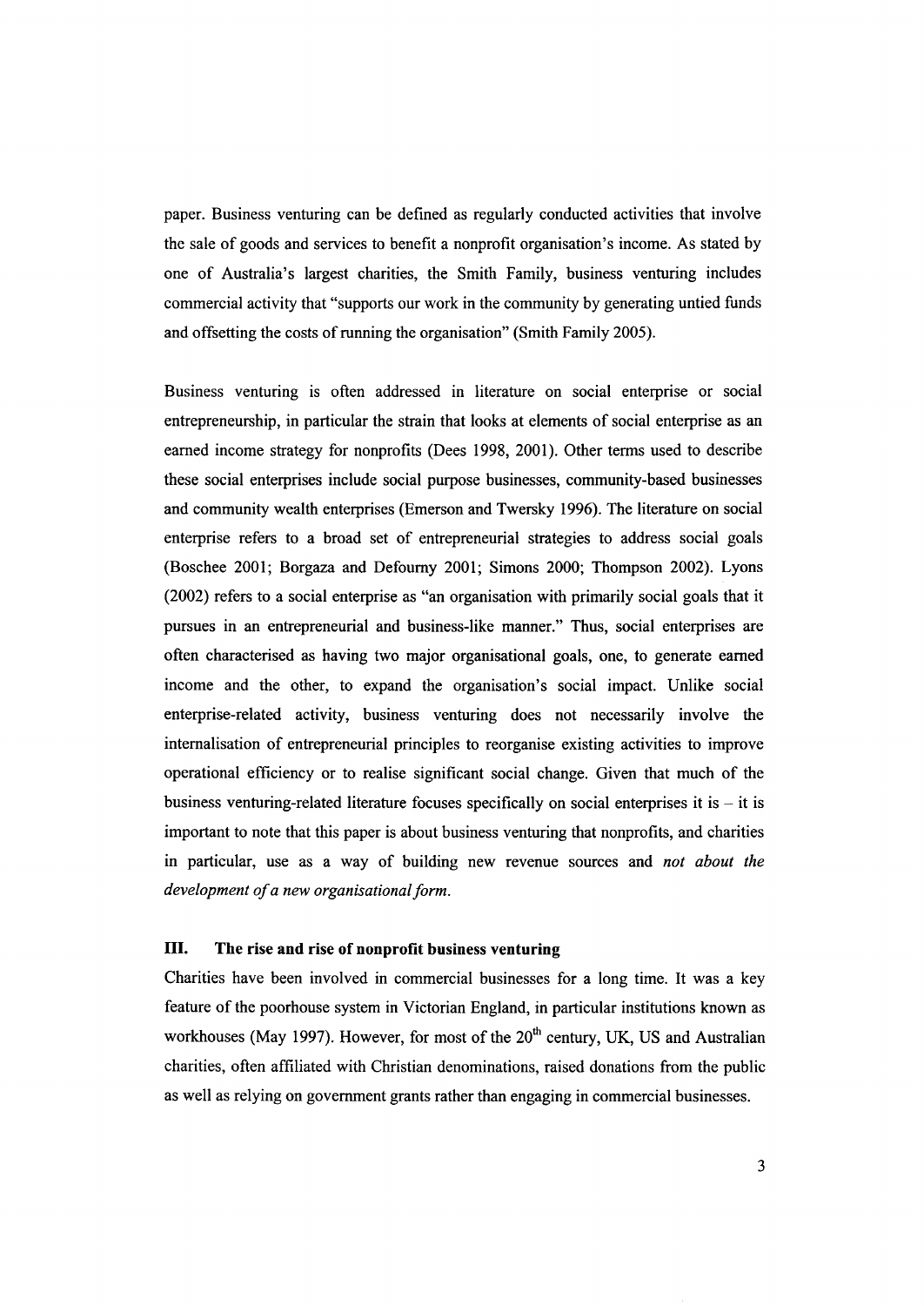paper. Business venturing can be defined as regularly conducted activities that involve the sale of goods and services to benefit a nonprofit organisation's income. As stated by one of Australia's largest charities, the Smith Family, business venturing includes commercial activity that "supports our work in the community by generating untied funds and offsetting the costs of running the organisation" (Smith Family 2005).

Business venturing is often addressed in literature on social enterprise or social entrepreneurship, in particular the strain that looks at elements of social enterprise as an earned income strategy for nonprofits (Dees 1998, 2001). Other terms used to describe these social enterprises include social purpose businesses, community-based businesses and community wealth enterprises (Emerson and Twersky 1996). The literature on social enterprise refers to a broad set of entrepreneurial strategies to address social goals (Boschee 2001; Borgaza and Defourny 2001; Simons 2000; Thompson 2002). Lyons (2002) refers to a social enterprise as "an organisation with primarily social goals that it pursues in an entrepreneurial and business-like manner." Thus, social enterprises are often characterised as having two major organisational goals, one, to generate earned income and the other, to expand the organisation's social impact. Unlike social enterprise-related activity, business venturing does not necessarily involve the internalisation of entrepreneurial principles to reorganise existing activities to improve operational efficiency or to realise significant social change. Given that much of the business venturing-related literature focuses specifically on social enterprises it is – it is important to note that this paper is about business venturing that nonprofits, and charities in particular, use as a way of building new revenue sources and *not about the development of a new organisational form.*

## III. The rise and rise of nonprofit business venturing

Charities have been involved in commercial businesses for a long time. It was a key feature of the poorhouse system in Victorian England, in particular institutions known as workhouses (May 1997). However, for most of the 20th century, UK, US and Australian charities, often affiliated with Christian denominations, raised donations from the public as well as relying on government grants rather than engaging in commercial businesses.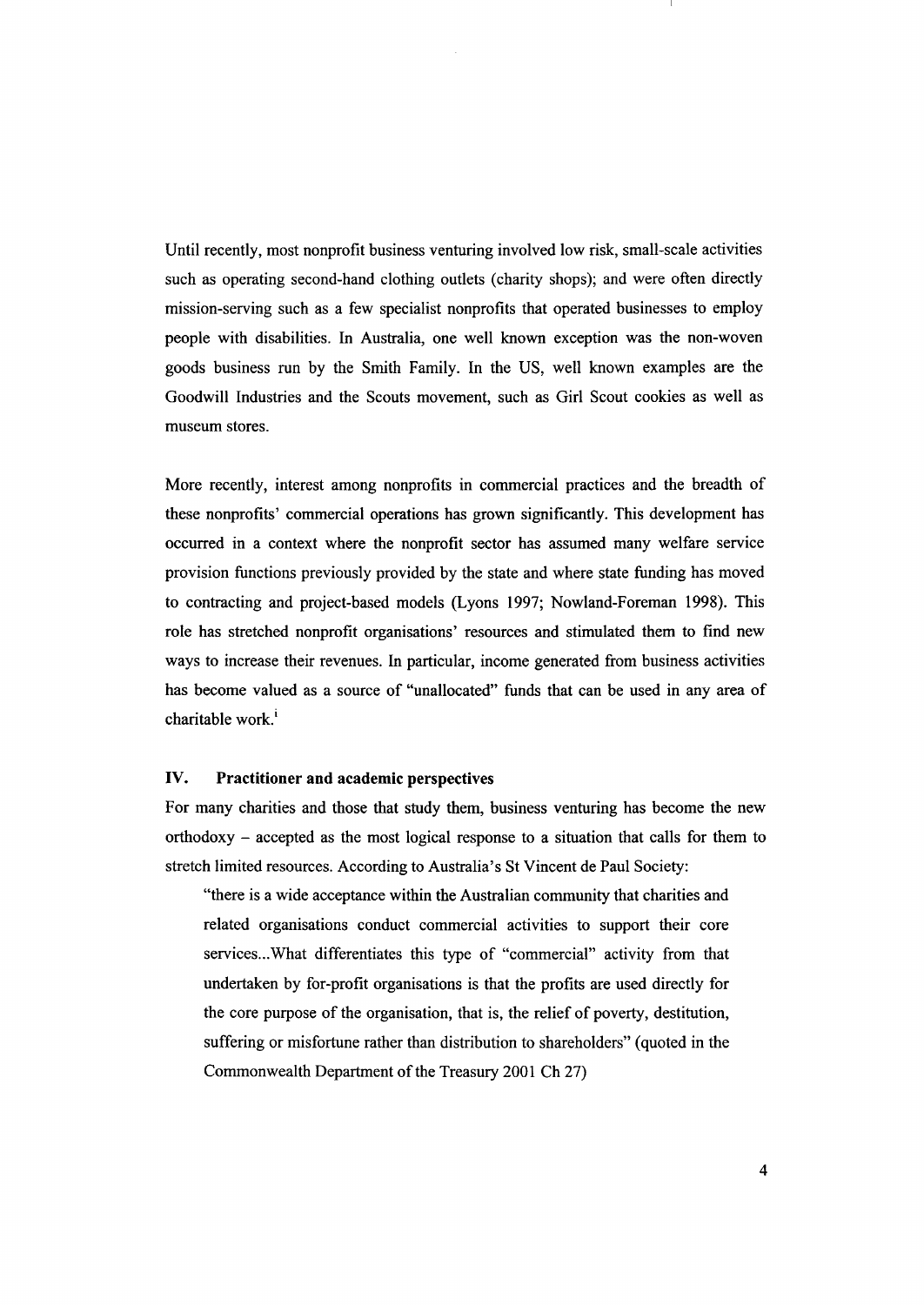Until recently, most nonprofit business venturing involved low risk, small-scale activities such as operating second-hand clothing outlets (charity shops); and were often directly mission-serving such as a few specialist nonprofits that operated businesses to employ people with disabilities. In Australia, one well known exception was the non-woven goods business run by the Smith Family. In the US, well known examples are the Goodwill Industries and the Scouts movement, such as Girl Scout cookies as well as museum stores.

More recently, interest among nonprofits in commercial practices and the breadth of these nonprofits' commercial operations has grown significantly. This development has occurred in a context where the nonprofit sector has assumed many welfare service provision functions previously provided by the state and where state funding has moved to contracting and project-based models (Lyons 1997; Nowland-Foreman 1998). This role has stretched nonprofit organisations' resources and stimulated them to find new ways to increase their revenues. In particular, income generated from business activities has become valued as a source of "unallocated" funds that can be used in any area of charitable work.[i]

## IV. Practitioner and academic perspectives

For many charities and those that study them, business venturing has become the new orthodoxy – accepted as the most logical response to a situation that calls for them to stretch limited resources. According to Australia's St Vincent de Paul Society:

> "there is a wide acceptance within the Australian community that charities and related organisations conduct commercial activities to support their core services...What differentiates this type of "commercial" activity from that undertaken by for-profit organisations is that the profits are used directly for the core purpose of the organisation, that is, the relief of poverty, destitution, suffering or misfortune rather than distribution to shareholders" (quoted in the Commonwealth Department of the Treasury 2001 Ch 27)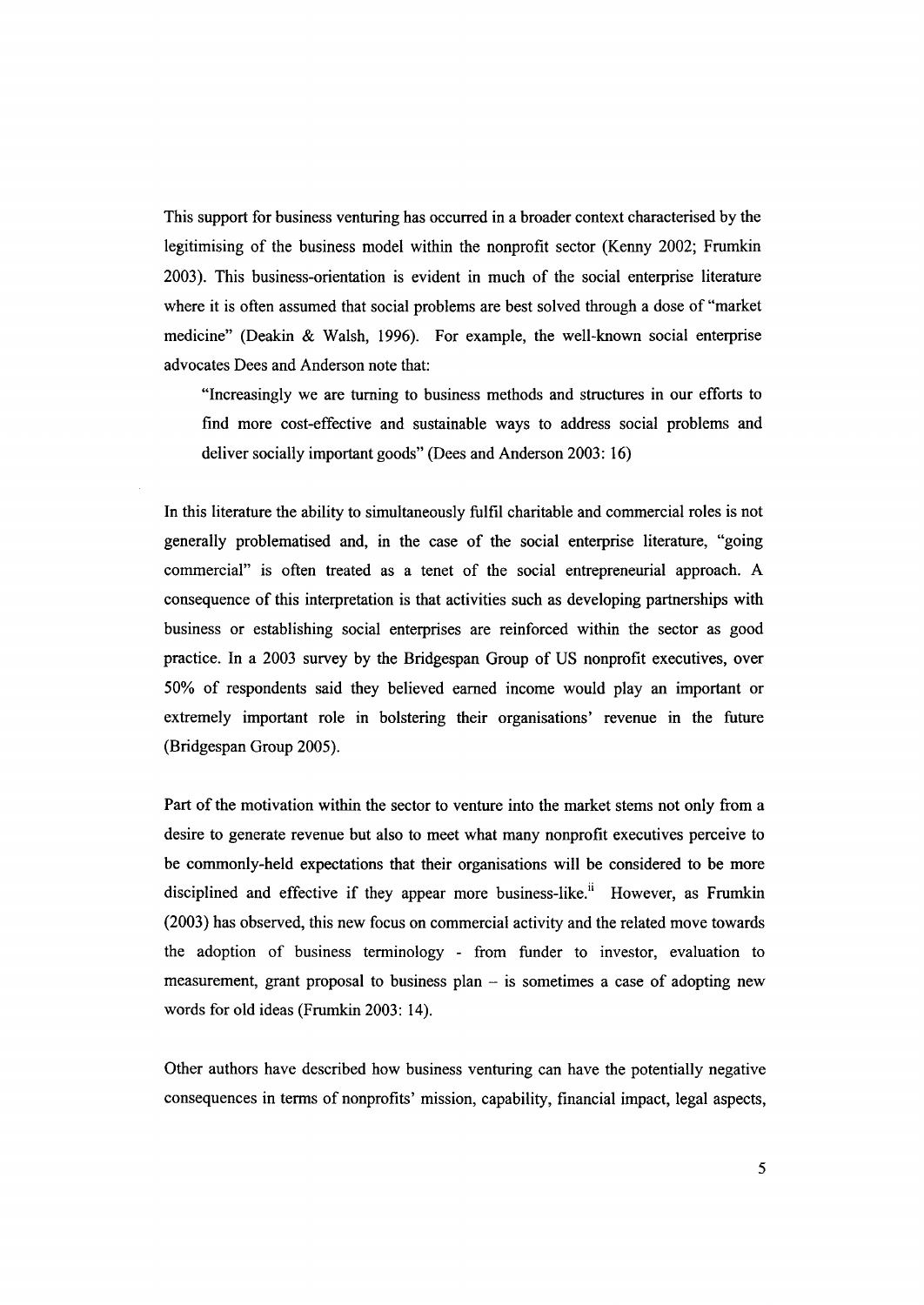This support for business venturing has occurred in a broader context characterised by the legitimising of the business model within the nonprofit sector (Kenny 2002; Frumkin 2003). This business-orientation is evident in much of the social enterprise literature where it is often assumed that social problems are best solved through a dose of "market medicine" (Deakin & Walsh, 1996). For example, the well-known social enterprise advocates Dees and Anderson note that:

> "Increasingly we are turning to business methods and structures in our efforts to find more cost-effective and sustainable ways to address social problems and deliver socially important goods" (Dees and Anderson 2003: 16)

In this literature the ability to simultaneously fulfil charitable and commercial roles is not generally problematised and, in the case of the social enterprise literature, "going commercial" is often treated as a tenet of the social entrepreneurial approach. A consequence of this interpretation is that activities such as developing partnerships with business or establishing social enterprises are reinforced within the sector as good practice. In a 2003 survey by the Bridgespan Group of US nonprofit executives, over 50% of respondents said they believed earned income would play an important or extremely important role in bolstering their organisations' revenue in the future (Bridgespan Group 2005).

Part of the motivation within the sector to venture into the market stems not only from a desire to generate revenue but also to meet what many nonprofit executives perceive to be commonly-held expectations that their organisations will be considered to be more disciplined and effective if they appear more business-like.[ii] However, as Frumkin (2003) has observed, this new focus on commercial activity and the related move towards the adoption of business terminology - from funder to investor, evaluation to measurement, grant proposal to business plan – is sometimes a case of adopting new words for old ideas (Frumkin 2003: 14).

Other authors have described how business venturing can have the potentially negative consequences in terms of nonprofits' mission, capability, financial impact, legal aspects,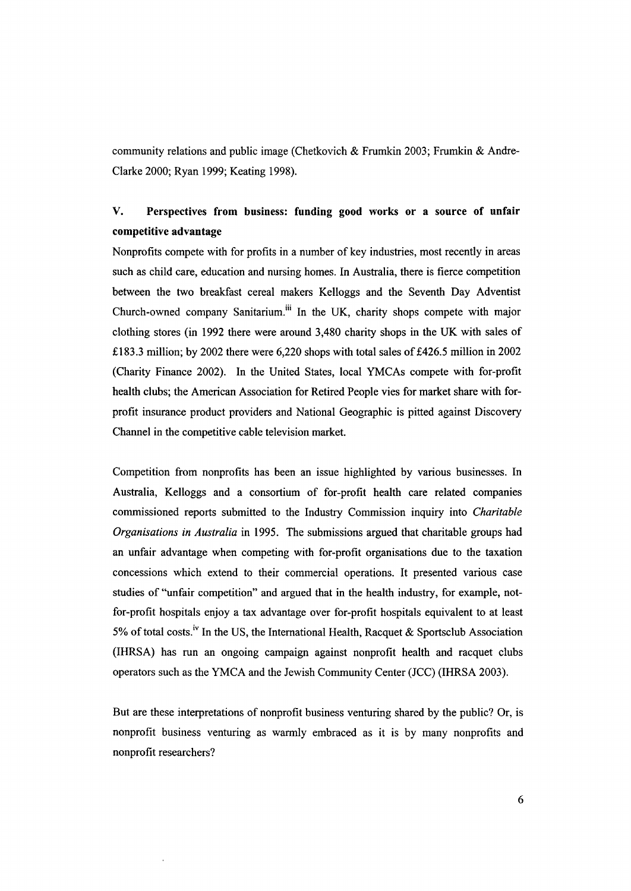community relations and public image (Chetkovich & Frumkin 2003; Frumkin & Andre-Clarke 2000; Ryan 1999; Keating 1998).

## V. Perspectives from business: funding good works or a source of unfair competitive advantage

Nonprofits compete with for profits in a number of key industries, most recently in areas such as child care, education and nursing homes. In Australia, there is fierce competition between the two breakfast cereal makers Kelloggs and the Seventh Day Adventist Church-owned company Sanitarium.[iii] In the UK, charity shops compete with major clothing stores (in 1992 there were around 3,480 charity shops in the UK with sales of £183.3 million; by 2002 there were 6,220 shops with total sales of £426.5 million in 2002 (Charity Finance 2002). In the United States, local YMCAs compete with for-profit health clubs; the American Association for Retired People vies for market share with for-profit insurance product providers and National Geographic is pitted against Discovery Channel in the competitive cable television market.

Competition from nonprofits has been an issue highlighted by various businesses. In Australia, Kelloggs and a consortium of for-profit health care related companies commissioned reports submitted to the Industry Commission inquiry into *Charitable Organisations in Australia* in 1995. The submissions argued that charitable groups had an unfair advantage when competing with for-profit organisations due to the taxation concessions which extend to their commercial operations. It presented various case studies of "unfair competition" and argued that in the health industry, for example, not-for-profit hospitals enjoy a tax advantage over for-profit hospitals equivalent to at least 5% of total costs.[iv] In the US, the International Health, Racquet & Sportsclub Association (IHRSA) has run an ongoing campaign against nonprofit health and racquet clubs operators such as the YMCA and the Jewish Community Center (JCC) (IHRSA 2003).

But are these interpretations of nonprofit business venturing shared by the public? Or, is nonprofit business venturing as warmly embraced as it is by many nonprofits and nonprofit researchers?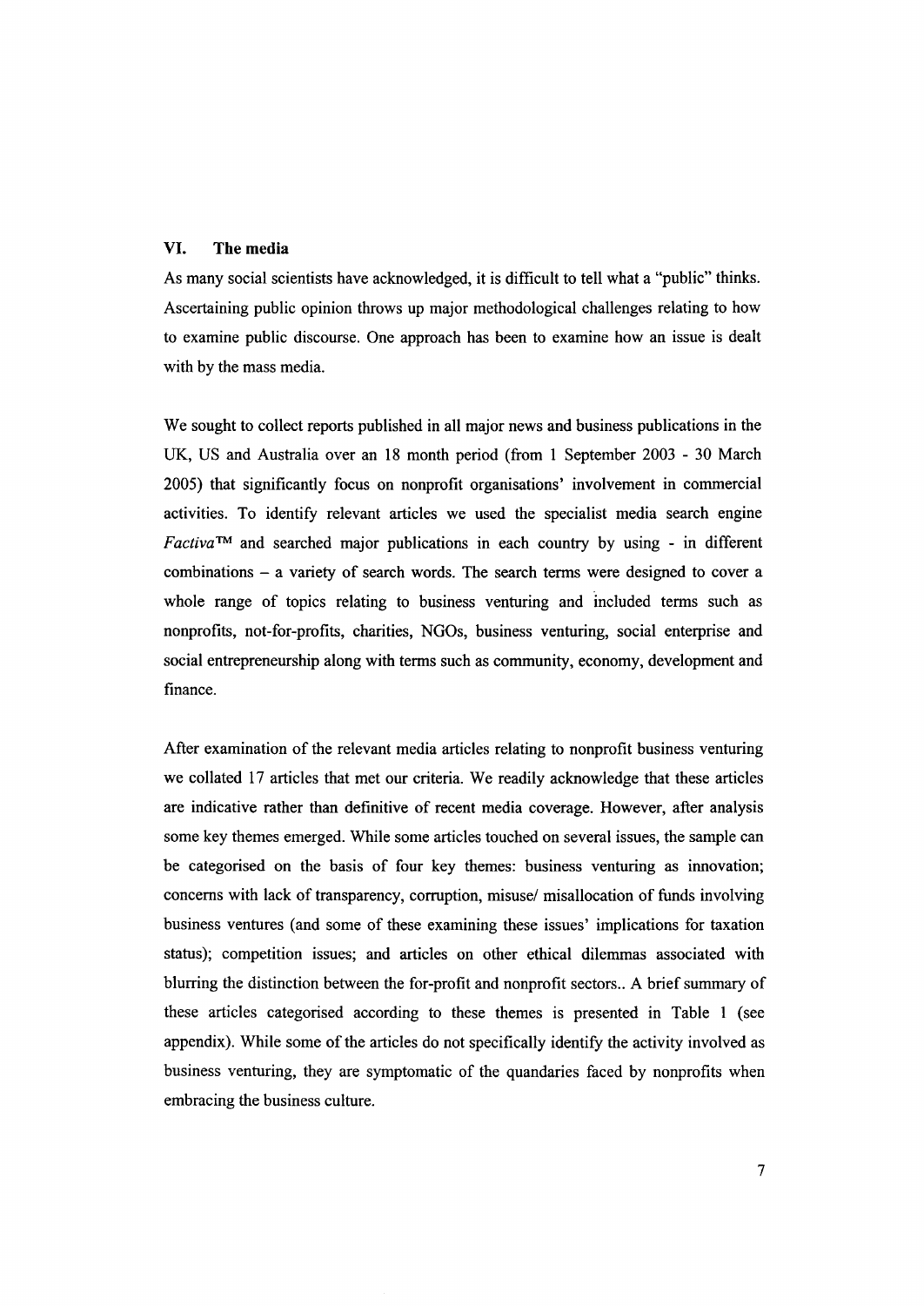## VI. The media

As many social scientists have acknowledged, it is difficult to tell what a "public" thinks. Ascertaining public opinion throws up major methodological challenges relating to how to examine public discourse. One approach has been to examine how an issue is dealt with by the mass media.

We sought to collect reports published in all major news and business publications in the UK, US and Australia over an 18 month period (from 1 September 2003 - 30 March 2005) that significantly focus on nonprofit organisations' involvement in commercial activities. To identify relevant articles we used the specialist media search engine *Factiva*™ and searched major publications in each country by using - in different combinations – a variety of search words. The search terms were designed to cover a whole range of topics relating to business venturing and included terms such as nonprofits, not-for-profits, charities, NGOs, business venturing, social enterprise and social entrepreneurship along with terms such as community, economy, development and finance.

After examination of the relevant media articles relating to nonprofit business venturing we collated 17 articles that met our criteria. We readily acknowledge that these articles are indicative rather than definitive of recent media coverage. However, after analysis some key themes emerged. While some articles touched on several issues, the sample can be categorised on the basis of four key themes: business venturing as innovation; concerns with lack of transparency, corruption, misuse/ misallocation of funds involving business ventures (and some of these examining these issues' implications for taxation status); competition issues; and articles on other ethical dilemmas associated with blurring the distinction between the for-profit and nonprofit sectors.. A brief summary of these articles categorised according to these themes is presented in Table 1 (see appendix). While some of the articles do not specifically identify the activity involved as business venturing, they are symptomatic of the quandaries faced by nonprofits when embracing the business culture.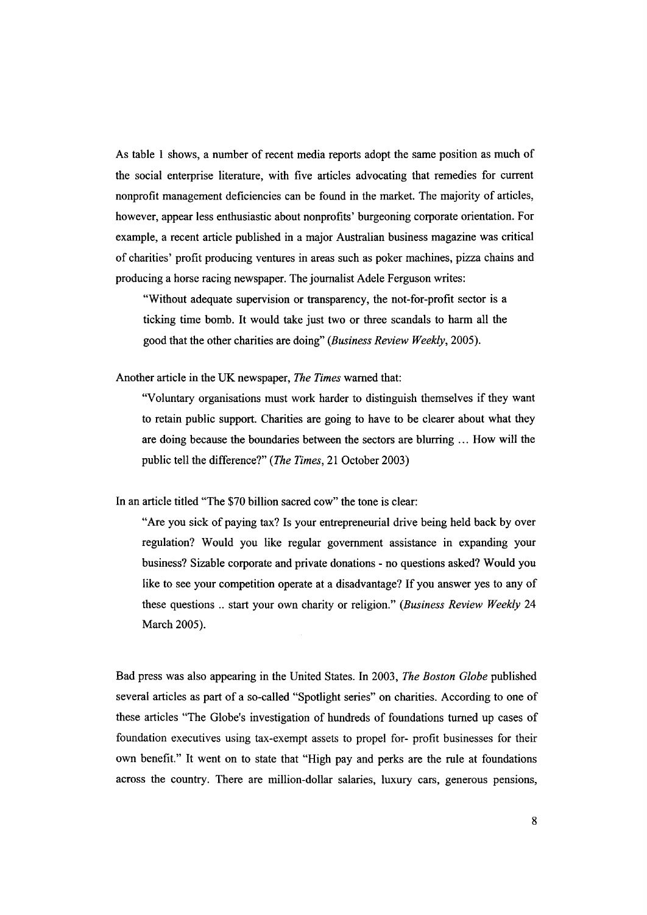As table 1 shows, a number of recent media reports adopt the same position as much of the social enterprise literature, with five articles advocating that remedies for current nonprofit management deficiencies can be found in the market. The majority of articles, however, appear less enthusiastic about nonprofits' burgeoning corporate orientation. For example, a recent article published in a major Australian business magazine was critical of charities' profit producing ventures in areas such as poker machines, pizza chains and producing a horse racing newspaper. The journalist Adele Ferguson writes:

> "Without adequate supervision or transparency, the not-for-profit sector is a ticking time bomb. It would take just two or three scandals to harm all the good that the other charities are doing" (*Business Review Weekly*, 2005).

Another article in the UK newspaper, *The Times* warned that:

> "Voluntary organisations must work harder to distinguish themselves if they want to retain public support. Charities are going to have to be clearer about what they are doing because the boundaries between the sectors are blurring ... How will the public tell the difference?" (*The Times*, 21 October 2003)

In an article titled "The $70 billion sacred cow" the tone is clear:

> "Are you sick of paying tax? Is your entrepreneurial drive being held back by over regulation? Would you like regular government assistance in expanding your business? Sizable corporate and private donations - no questions asked? Would you like to see your competition operate at a disadvantage? If you answer yes to any of these questions .. start your own charity or religion." (*Business Review Weekly* 24 March 2005).

Bad press was also appearing in the United States. In 2003, *The Boston Globe* published several articles as part of a so-called "Spotlight series" on charities. According to one of these articles "The Globe's investigation of hundreds of foundations turned up cases of foundation executives using tax-exempt assets to propel for- profit businesses for their own benefit." It went on to state that "High pay and perks are the rule at foundations across the country. There are million-dollar salaries, luxury cars, generous pensions,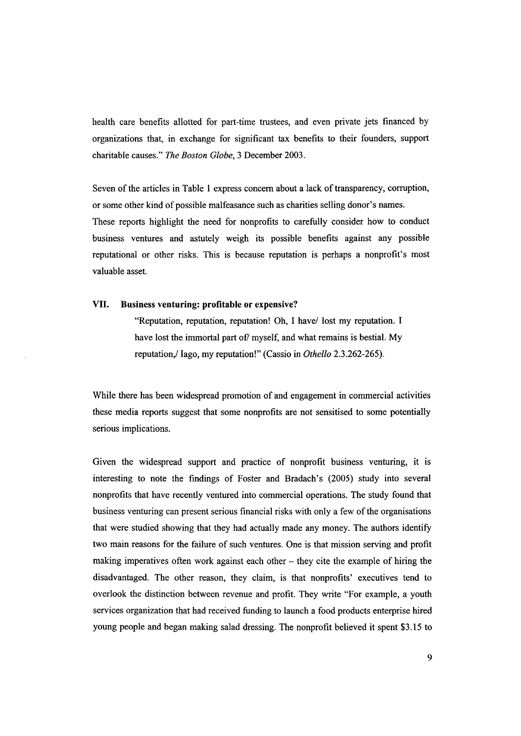health care benefits allotted for part-time trustees, and even private jets financed by organizations that, in exchange for significant tax benefits to their founders, support charitable causes." *The Boston Globe*, 3 December 2003.

Seven of the articles in Table 1 express concern about a lack of transparency, corruption, or some other kind of possible malfeasance such as charities selling donor's names. These reports highlight the need for nonprofits to carefully consider how to conduct business ventures and astutely weigh its possible benefits against any possible reputational or other risks. This is because reputation is perhaps a nonprofit's most valuable asset.

## VII. Business venturing: profitable or expensive?

> "Reputation, reputation, reputation! Oh, I have/ lost my reputation. I have lost the immortal part of/ myself, and what remains is bestial. My reputation,/ Iago, my reputation!" (Cassio in *Othello* 2.3.262-265).

While there has been widespread promotion of and engagement in commercial activities these media reports suggest that some nonprofits are not sensitised to some potentially serious implications.

Given the widespread support and practice of nonprofit business venturing, it is interesting to note the findings of Foster and Bradach's (2005) study into several nonprofits that have recently ventured into commercial operations. The study found that business venturing can present serious financial risks with only a few of the organisations that were studied showing that they had actually made any money. The authors identify two main reasons for the failure of such ventures. One is that mission serving and profit making imperatives often work against each other – they cite the example of hiring the disadvantaged. The other reason, they claim, is that nonprofits' executives tend to overlook the distinction between revenue and profit. They write "For example, a youth services organization that had received funding to launch a food products enterprise hired young people and began making salad dressing. The nonprofit believed it spent \$3.15 to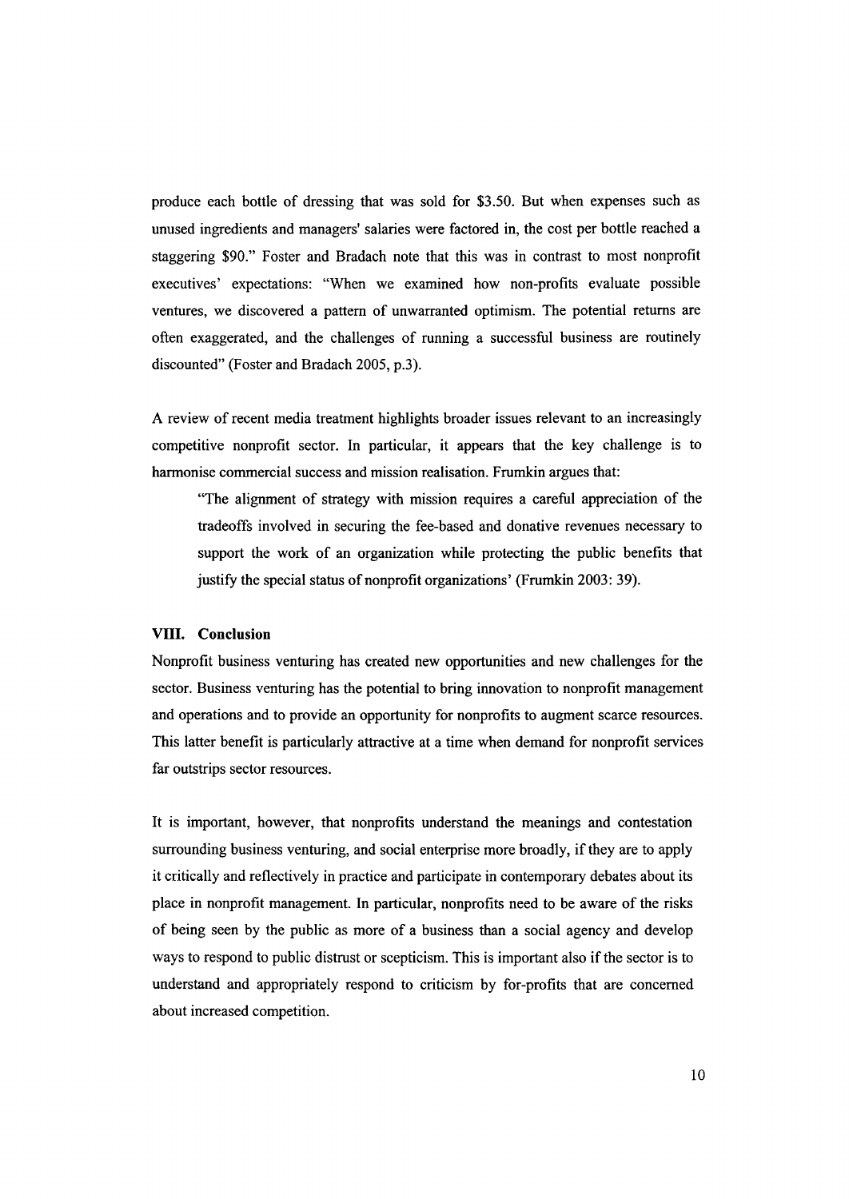produce each bottle of dressing that was sold for $3.50. But when expenses such as unused ingredients and managers' salaries were factored in, the cost per bottle reached a staggering $90." Foster and Bradach note that this was in contrast to most nonprofit executives' expectations: "When we examined how non-profits evaluate possible ventures, we discovered a pattern of unwarranted optimism. The potential returns are often exaggerated, and the challenges of running a successful business are routinely discounted" (Foster and Bradach 2005, p.3).

A review of recent media treatment highlights broader issues relevant to an increasingly competitive nonprofit sector. In particular, it appears that the key challenge is to harmonise commercial success and mission realisation. Frumkin argues that:

> "The alignment of strategy with mission requires a careful appreciation of the tradeoffs involved in securing the fee-based and donative revenues necessary to support the work of an organization while protecting the public benefits that justify the special status of nonprofit organizations' (Frumkin 2003: 39).

## VIII. Conclusion

Nonprofit business venturing has created new opportunities and new challenges for the sector. Business venturing has the potential to bring innovation to nonprofit management and operations and to provide an opportunity for nonprofits to augment scarce resources. This latter benefit is particularly attractive at a time when demand for nonprofit services far outstrips sector resources.

It is important, however, that nonprofits understand the meanings and contestation surrounding business venturing, and social enterprise more broadly, if they are to apply it critically and reflectively in practice and participate in contemporary debates about its place in nonprofit management. In particular, nonprofits need to be aware of the risks of being seen by the public as more of a business than a social agency and develop ways to respond to public distrust or scepticism. This is important also if the sector is to understand and appropriately respond to criticism by for-profits that are concerned about increased competition.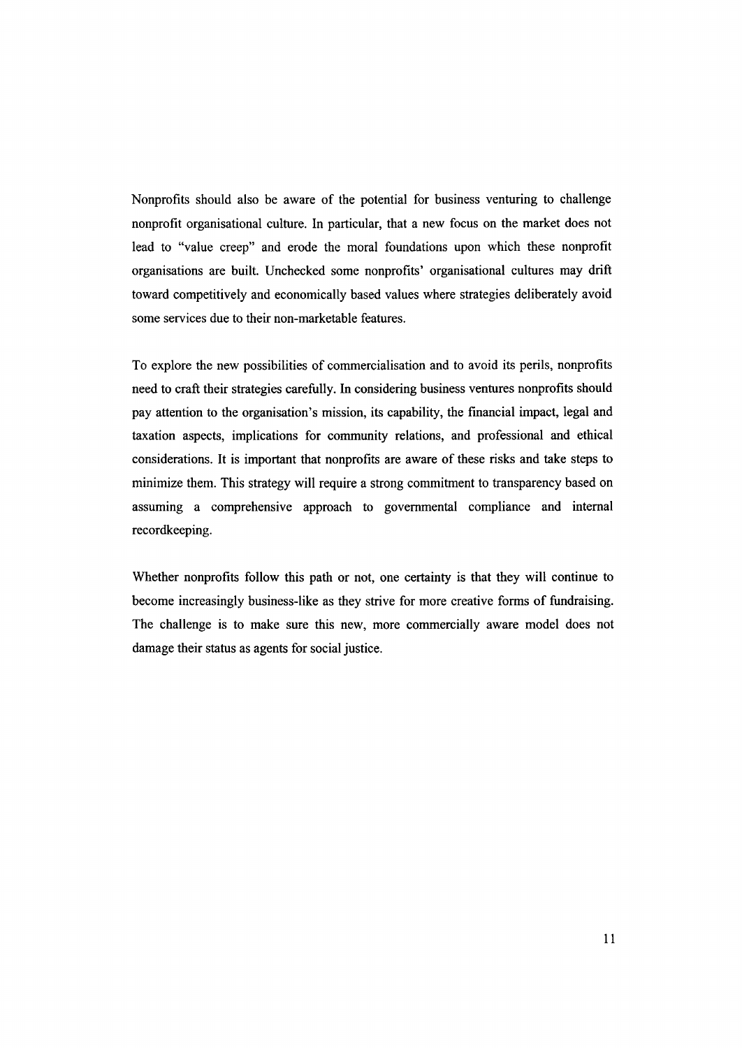Nonprofits should also be aware of the potential for business venturing to challenge nonprofit organisational culture. In particular, that a new focus on the market does not lead to "value creep" and erode the moral foundations upon which these nonprofit organisations are built. Unchecked some nonprofits' organisational cultures may drift toward competitively and economically based values where strategies deliberately avoid some services due to their non-marketable features.

To explore the new possibilities of commercialisation and to avoid its perils, nonprofits need to craft their strategies carefully. In considering business ventures nonprofits should pay attention to the organisation's mission, its capability, the financial impact, legal and taxation aspects, implications for community relations, and professional and ethical considerations. It is important that nonprofits are aware of these risks and take steps to minimize them. This strategy will require a strong commitment to transparency based on assuming a comprehensive approach to governmental compliance and internal recordkeeping.

Whether nonprofits follow this path or not, one certainty is that they will continue to become increasingly business-like as they strive for more creative forms of fundraising. The challenge is to make sure this new, more commercially aware model does not damage their status as agents for social justice.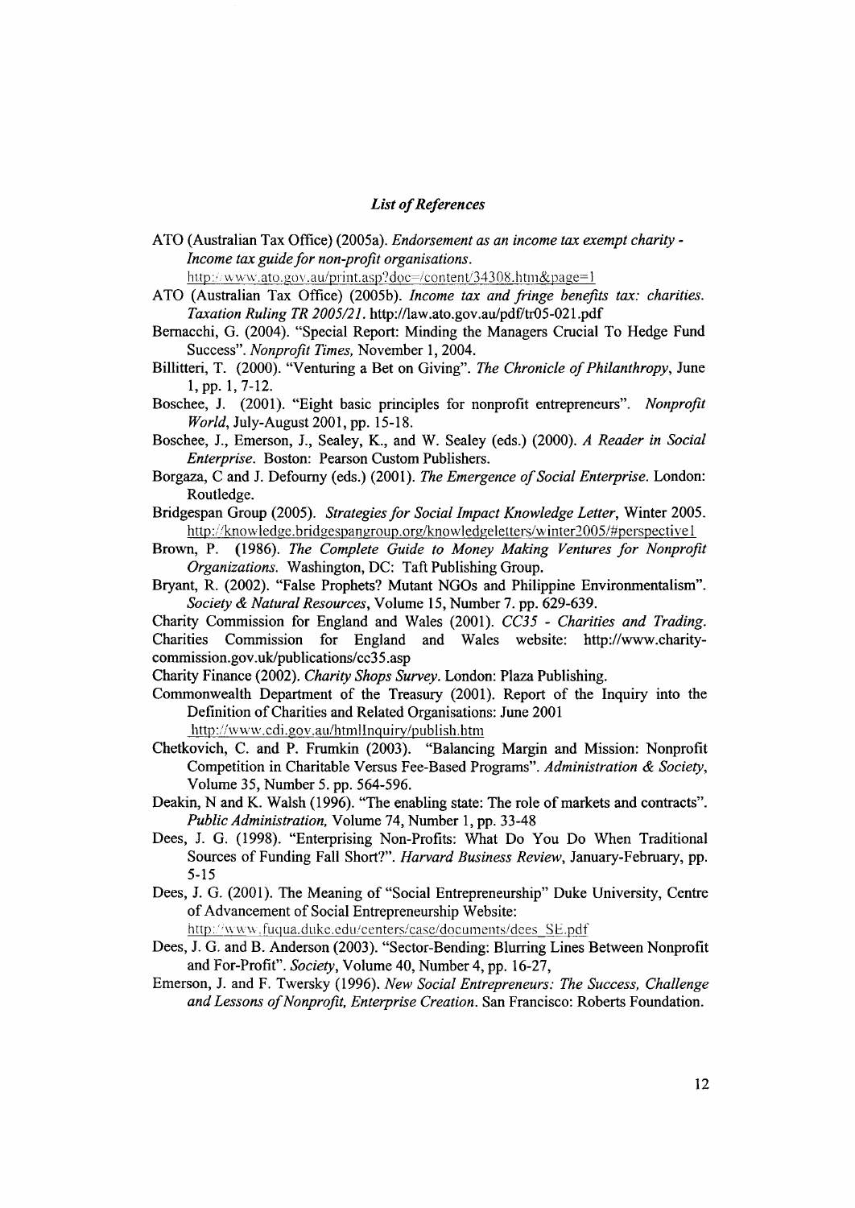### *List of References*

ATO (Australian Tax Office) (2005a). *Endorsement as an income tax exempt charity - Income tax guide for non-profit organisations*. http://www.ato.gov.au/print.asp?doc=/content/34308.htm&page=1

ATO (Australian Tax Office) (2005b). *Income tax and fringe benefits tax: charities. Taxation Ruling TR 2005/21*. http://law.ato.gov.au/pdf/tr05-021.pdf

Bernacchi, G. (2004). "Special Report: Minding the Managers Crucial To Hedge Fund Success". *Nonprofit Times,* November 1, 2004.

Billitteri, T. (2000). "Venturing a Bet on Giving". *The Chronicle of Philanthropy*, June 1, pp. 1, 7-12.

Boschee, J. (2001). "Eight basic principles for nonprofit entrepreneurs". *Nonprofit World*, July-August 2001, pp. 15-18.

Boschee, J., Emerson, J., Sealey, K., and W. Sealey (eds.) (2000). *A Reader in Social Enterprise*. Boston: Pearson Custom Publishers.

Borgaza, C and J. Defourny (eds.) (2001). *The Emergence of Social Enterprise*. London: Routledge.

Bridgespan Group (2005). *Strategies for Social Impact Knowledge Letter*, Winter 2005. http://knowledge.bridgespangroup.org/knowledgeletters/winter2005/#perspective1

Brown, P. (1986). *The Complete Guide to Money Making Ventures for Nonprofit Organizations.* Washington, DC: Taft Publishing Group.

Bryant, R. (2002). "False Prophets? Mutant NGOs and Philippine Environmentalism". *Society & Natural Resources*, Volume 15, Number 7. pp. 629-639.

Charity Commission for England and Wales (2001). *CC35 - Charities and Trading*. Charities Commission for England and Wales website: http://www.charity-commission.gov.uk/publications/cc35.asp

Charity Finance (2002). *Charity Shops Survey*. London: Plaza Publishing.

Commonwealth Department of the Treasury (2001). Report of the Inquiry into the Definition of Charities and Related Organisations: June 2001 http://www.cdi.gov.au/htmlInquiry/publish.htm

Chetkovich, C. and P. Frumkin (2003). "Balancing Margin and Mission: Nonprofit Competition in Charitable Versus Fee-Based Programs". *Administration & Society*, Volume 35, Number 5. pp. 564-596.

Deakin, N and K. Walsh (1996). "The enabling state: The role of markets and contracts". *Public Administration,* Volume 74, Number 1, pp. 33-48

Dees, J. G. (1998). "Enterprising Non-Profits: What Do You Do When Traditional Sources of Funding Fall Short?". *Harvard Business Review*, January-February, pp. 5-15

Dees, J. G. (2001). The Meaning of "Social Entrepreneurship" Duke University, Centre of Advancement of Social Entrepreneurship Website: http://www.fuqua.duke.edu/centers/case/documents/dees_SE.pdf

Dees, J. G. and B. Anderson (2003). "Sector-Bending: Blurring Lines Between Nonprofit and For-Profit". *Society*, Volume 40, Number 4, pp. 16-27,

Emerson, J. and F. Twersky (1996). *New Social Entrepreneurs: The Success, Challenge and Lessons of Nonprofit, Enterprise Creation*. San Francisco: Roberts Foundation.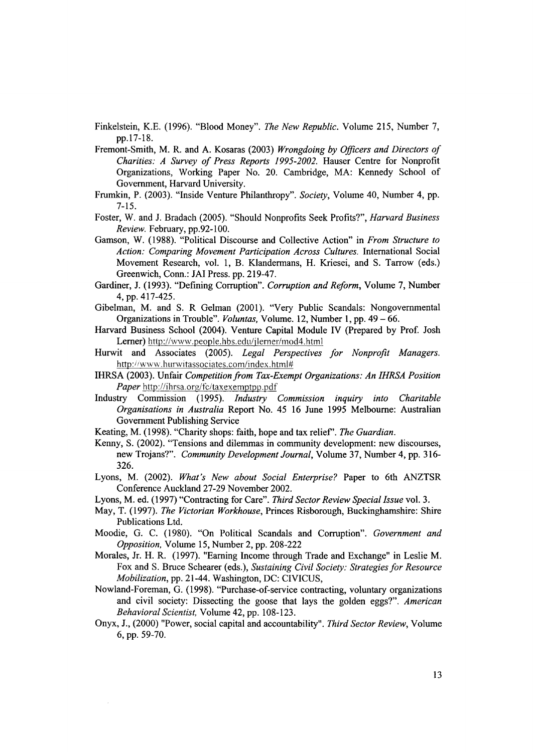Finkelstein, K.E. (1996). "Blood Money". *The New Republic*. Volume 215, Number 7, pp.17-18.

Fremont-Smith, M. R. and A. Kosaras (2003) *Wrongdoing by Officers and Directors of Charities: A Survey of Press Reports 1995-2002*. Hauser Centre for Nonprofit Organizations, Working Paper No. 20. Cambridge, MA: Kennedy School of Government, Harvard University.

Frumkin, P. (2003). "Inside Venture Philanthropy". *Society*, Volume 40, Number 4, pp. 7-15.

Foster, W. and J. Bradach (2005). "Should Nonprofits Seek Profits?", *Harvard Business Review*. February, pp.92-100.

Gamson, W. (1988). "Political Discourse and Collective Action" in *From Structure to Action: Comparing Movement Participation Across Cultures*. International Social Movement Research, vol. 1, B. Klandermans, H. Kriesei, and S. Tarrow (eds.) Greenwich, Conn.: JAI Press. pp. 219-47.

Gardiner, J. (1993). "Defining Corruption". *Corruption and Reform*, Volume 7, Number 4, pp. 417-425.

Gibelman, M. and S. R Gelman (2001). "Very Public Scandals: Nongovernmental Organizations in Trouble". *Voluntas*, Volume. 12, Number 1, pp. 49 – 66.

Harvard Business School (2004). Venture Capital Module IV (Prepared by Prof. Josh Lerner) http://www.people.hbs.edu/jlerner/mod4.html

Hurwit and Associates (2005). *Legal Perspectives for Nonprofit Managers*. http://www.hurwitassociates.com/index.html#

IHRSA (2003). Unfair *Competition from Tax-Exempt Organizations: An IHRSA Position Paper* http://ihrsa.org/fc/taxexemptpp.pdf

Industry Commission (1995). *Industry Commission inquiry into Charitable Organisations in Australia* Report No. 45 16 June 1995 Melbourne: Australian Government Publishing Service

Keating, M. (1998). "Charity shops: faith, hope and tax relief". *The Guardian*.

Kenny, S. (2002). "Tensions and dilemmas in community development: new discourses, new Trojans?". *Community Development Journal*, Volume 37, Number 4, pp. 316-326.

Lyons, M. (2002). *What's New about Social Enterprise?* Paper to 6th ANZTSR Conference Auckland 27-29 November 2002.

Lyons, M. ed. (1997) "Contracting for Care". *Third Sector Review Special Issue* vol. 3.

May, T. (1997). *The Victorian Workhouse*, Princes Risborough, Buckinghamshire: Shire Publications Ltd.

Moodie, G. C. (1980). "On Political Scandals and Corruption". *Government and Opposition*, Volume 15, Number 2, pp. 208-222

Morales, Jr. H. R. (1997). "Earning Income through Trade and Exchange" in Leslie M. Fox and S. Bruce Schearer (eds.), *Sustaining Civil Society: Strategies for Resource Mobilization*, pp. 21-44. Washington, DC: CIVICUS,

Nowland-Foreman, G. (1998). "Purchase-of-service contracting, voluntary organizations and civil society: Dissecting the goose that lays the golden eggs?". *American Behavioral Scientist*, Volume 42, pp. 108-123.

Onyx, J., (2000) "Power, social capital and accountability". *Third Sector Review*, Volume 6, pp. 59-70.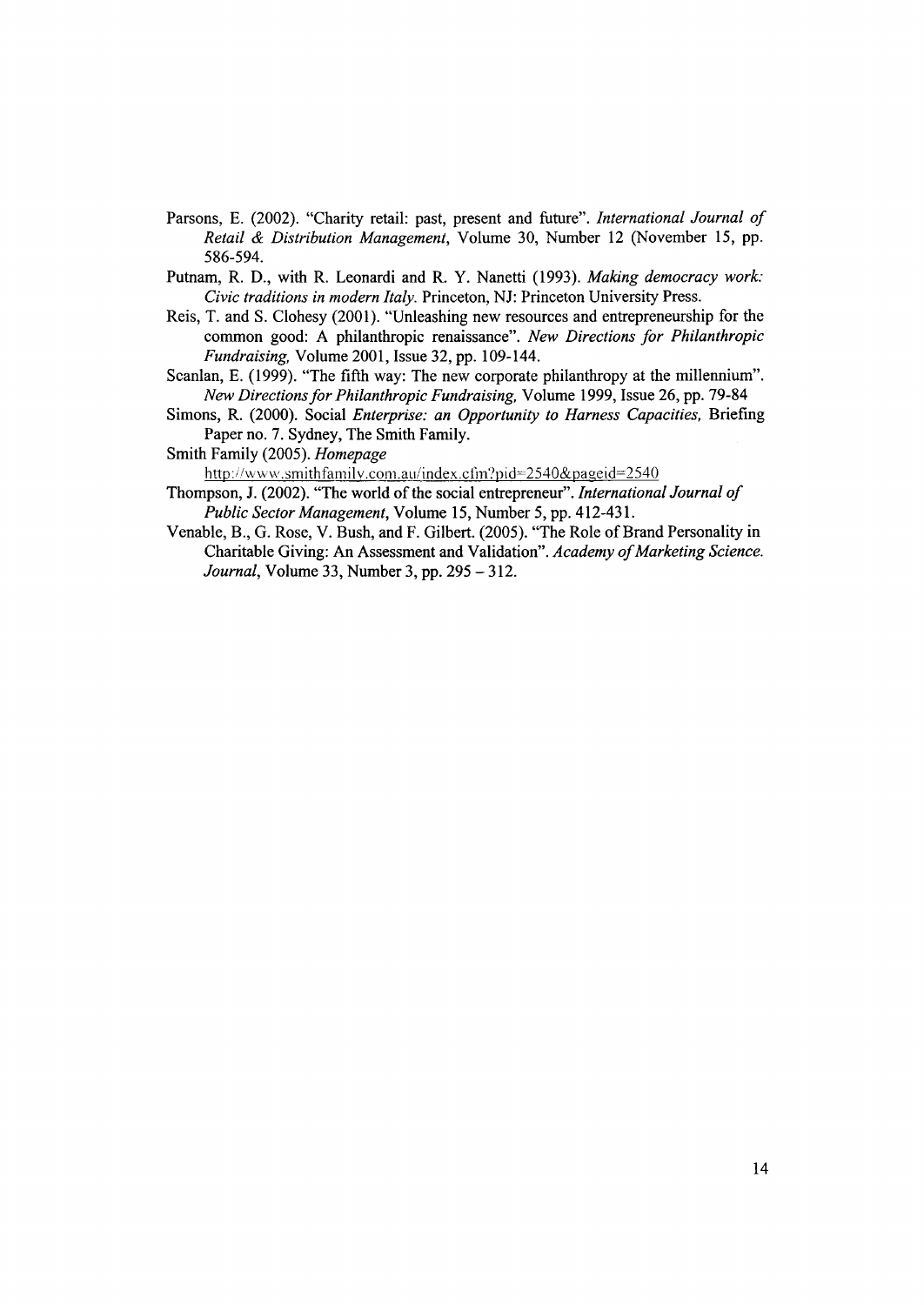Parsons, E. (2002). "Charity retail: past, present and future". *International Journal of Retail & Distribution Management*, Volume 30, Number 12 (November 15, pp. 586-594.

Putnam, R. D., with R. Leonardi and R. Y. Nanetti (1993). *Making democracy work: Civic traditions in modern Italy.* Princeton, NJ: Princeton University Press.

Reis, T. and S. Clohesy (2001). "Unleashing new resources and entrepreneurship for the common good: A philanthropic renaissance". *New Directions for Philanthropic Fundraising,* Volume 2001, Issue 32, pp. 109-144.

Scanlan, E. (1999). "The fifth way: The new corporate philanthropy at the millennium". *New Directions for Philanthropic Fundraising,* Volume 1999, Issue 26, pp. 79-84

Simons, R. (2000). Social *Enterprise: an Opportunity to Harness Capacities,* Briefing Paper no. 7. Sydney, The Smith Family.

Smith Family (2005). *Homepage*
http://www.smithfamily.com.au/index.cfm?pid=2540&pageid=2540

Thompson, J. (2002). "The world of the social entrepreneur". *International Journal of Public Sector Management*, Volume 15, Number 5, pp. 412-431.

Venable, B., G. Rose, V. Bush, and F. Gilbert. (2005). "The Role of Brand Personality in Charitable Giving: An Assessment and Validation". *Academy of Marketing Science. Journal*, Volume 33, Number 3, pp. 295 – 312.